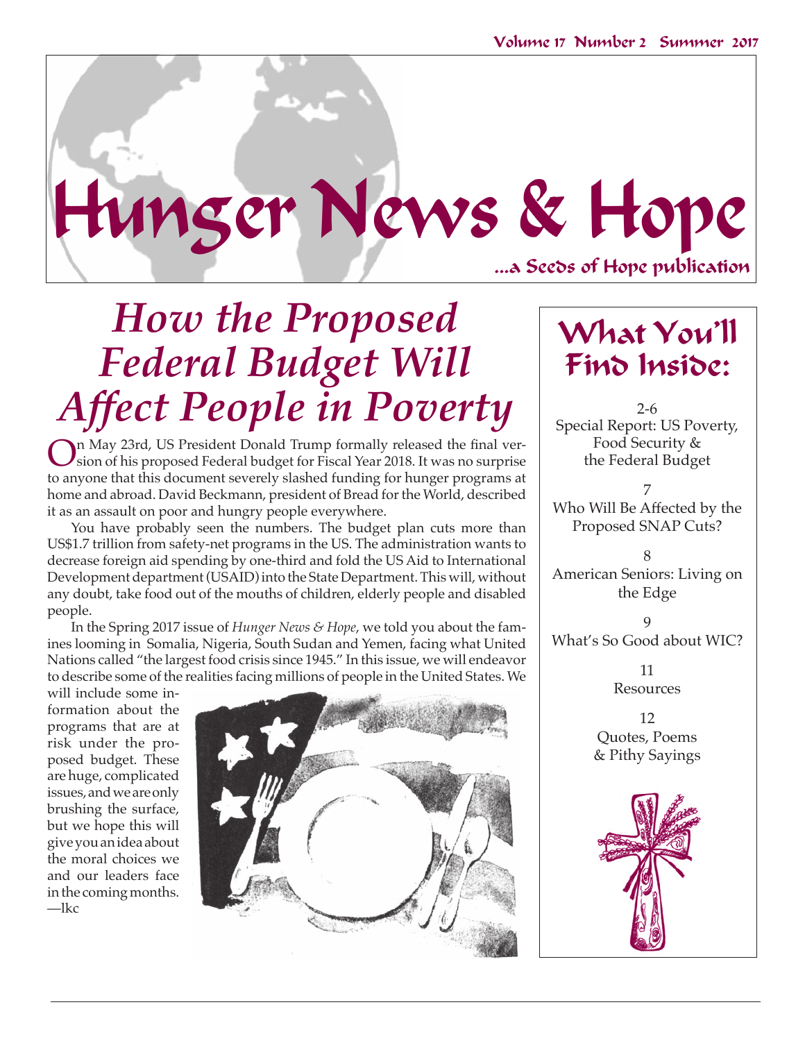# Hunger News & Hope

...a Seeds of Hope publication

## *How the Proposed Federal Budget Will Affect People in Poverty*

On May 23rd, US President Donald Trump formally released the final version of his proposed Federal budget for Fiscal Year 2018. It was no surprise to anyone that this document severely slashed funding for hunger programs at home and abroad. David Beckmann, president of Bread for the World, described it as an assault on poor and hungry people everywhere.

You have probably seen the numbers. The budget plan cuts more than US$1.7 trillion from safety-net programs in the US. The administration wants to decrease foreign aid spending by one-third and fold the US Aid to International Development department (USAID) into the State Department. This will, without any doubt, take food out of the mouths of children, elderly people and disabled people.

In the Spring 2017 issue of *Hunger News & Hope*, we told you about the famines looming in Somalia, Nigeria, South Sudan and Yemen, facing what United Nations called "the largest food crisis since 1945." In this issue, we will endeavor to describe some of the realities facing millions of people in the United States. We will include some information about the programs that are at risk under the proposed budget. These are huge, complicated issues, and we are only brushing the surface, but we hope this will give you an idea about the moral choices we and our leaders face in the coming months. —lkc

## What You'll Find Inside:

2-6
Special Report: US Poverty, Food Security & the Federal Budget

7
Who Will Be Affected by the Proposed SNAP Cuts?

8
American Seniors: Living on the Edge

9
What's So Good about WIC?

11
Resources

12
Quotes, Poems & Pithy Sayings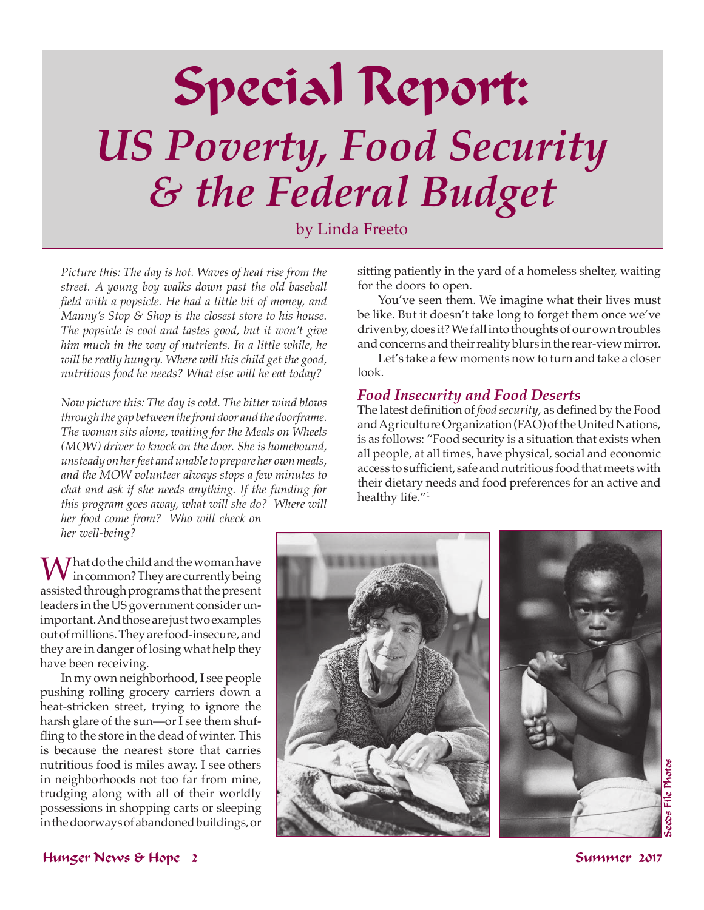# Special Report: *US Poverty, Food Security & the Federal Budget*

by Linda Freeto

*Picture this: The day is hot. Waves of heat rise from the street. A young boy walks down past the old baseball field with a popsicle. He had a little bit of money, and Manny's Stop & Shop is the closest store to his house. The popsicle is cool and tastes good, but it won't give him much in the way of nutrients. In a little while, he will be really hungry. Where will this child get the good, nutritious food he needs? What else will he eat today?*

*Now picture this: The day is cold. The bitter wind blows through the gap between the front door and the doorframe. The woman sits alone, waiting for the Meals on Wheels (MOW) driver to knock on the door. She is homebound, unsteady on her feet and unable to prepare her own meals, and the MOW volunteer always stops a few minutes to chat and ask if she needs anything. If the funding for this program goes away, what will she do? Where will her food come from? Who will check on her well-being?*

What do the child and the woman have in common? They are currently being assisted through programs that the present leaders in the US government consider unimportant. And those are just two examples out of millions. They are food-insecure, and they are in danger of losing what help they have been receiving.

In my own neighborhood, I see people pushing rolling grocery carriers down a heat-stricken street, trying to ignore the harsh glare of the sun—or I see them shuffling to the store in the dead of winter. This is because the nearest store that carries nutritious food is miles away. I see others in neighborhoods not too far from mine, trudging along with all of their worldly possessions in shopping carts or sleeping in the doorways of abandoned buildings, or sitting patiently in the yard of a homeless shelter, waiting for the doors to open.

You've seen them. We imagine what their lives must be like. But it doesn't take long to forget them once we've driven by, does it? We fall into thoughts of our own troubles and concerns and their reality blurs in the rear-view mirror.

Let's take a few moments now to turn and take a closer look.

## *Food Insecurity and Food Deserts*

The latest definition of *food security*, as defined by the Food and Agriculture Organization (FAO) of the United Nations, is as follows: "Food security is a situation that exists when all people, at all times, have physical, social and economic access to sufficient, safe and nutritious food that meets with their dietary needs and food preferences for an active and healthy life."[1]

Seeds File Photos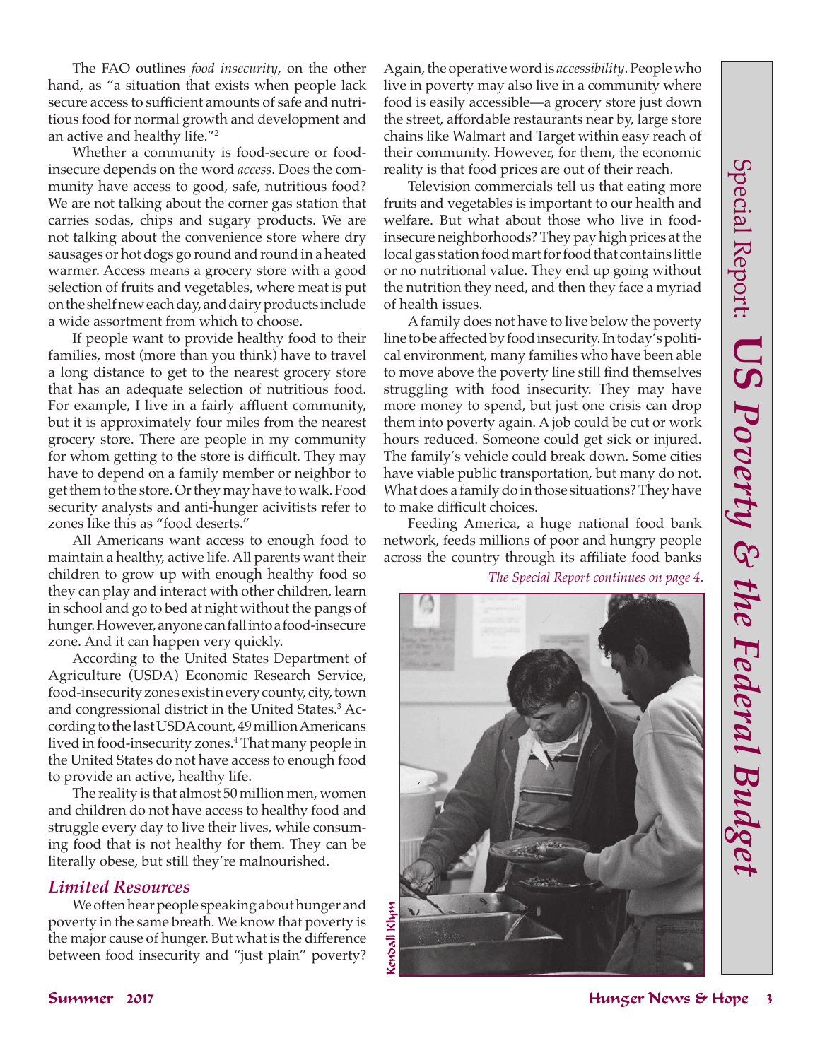The FAO outlines *food insecurity*, on the other hand, as "a situation that exists when people lack secure access to sufficient amounts of safe and nutritious food for normal growth and development and an active and healthy life."[2]

Whether a community is food-secure or food-insecure depends on the word *access*. Does the community have access to good, safe, nutritious food? We are not talking about the corner gas station that carries sodas, chips and sugary products. We are not talking about the convenience store where dry sausages or hot dogs go round and round in a heated warmer. Access means a grocery store with a good selection of fruits and vegetables, where meat is put on the shelf new each day, and dairy products include a wide assortment from which to choose.

If people want to provide healthy food to their families, most (more than you think) have to travel a long distance to get to the nearest grocery store that has an adequate selection of nutritious food. For example, I live in a fairly affluent community, but it is approximately four miles from the nearest grocery store. There are people in my community for whom getting to the store is difficult. They may have to depend on a family member or neighbor to get them to the store. Or they may have to walk. Food security analysts and anti-hunger acivitists refer to zones like this as "food deserts."

All Americans want access to enough food to maintain a healthy, active life. All parents want their children to grow up with enough healthy food so they can play and interact with other children, learn in school and go to bed at night without the pangs of hunger. However, anyone can fall into a food-insecure zone. And it can happen very quickly.

According to the United States Department of Agriculture (USDA) Economic Research Service, food-insecurity zones exist in every county, city, town and congressional district in the United States.[3] According to the last USDA count, 49 million Americans lived in food-insecurity zones.[4] That many people in the United States do not have access to enough food to provide an active, healthy life.

The reality is that almost 50 million men, women and children do not have access to healthy food and struggle every day to live their lives, while consuming food that is not healthy for them. They can be literally obese, but still they're malnourished.

### *Limited Resources*

We often hear people speaking about hunger and poverty in the same breath. We know that poverty is the major cause of hunger. But what is the difference between food insecurity and "just plain" poverty? Again, the operative word is *accessibility*. People who live in poverty may also live in a community where food is easily accessible—a grocery store just down the street, affordable restaurants near by, large store chains like Walmart and Target within easy reach of their community. However, for them, the economic reality is that food prices are out of their reach.

Television commercials tell us that eating more fruits and vegetables is important to our health and welfare. But what about those who live in food-insecure neighborhoods? They pay high prices at the local gas station food mart for food that contains little or no nutritional value. They end up going without the nutrition they need, and then they face a myriad of health issues.

A family does not have to live below the poverty line to be affected by food insecurity. In today's political environment, many families who have been able to move above the poverty line still find themselves struggling with food insecurity. They may have more money to spend, but just one crisis can drop them into poverty again. A job could be cut or work hours reduced. Someone could get sick or injured. The family's vehicle could break down. Some cities have viable public transportation, but many do not. What does a family do in those situations? They have to make difficult choices.

Feeding America, a huge national food bank network, feeds millions of poor and hungry people across the country through its affiliate food banks

*The Special Report continues on page 4.*

Kendall Klym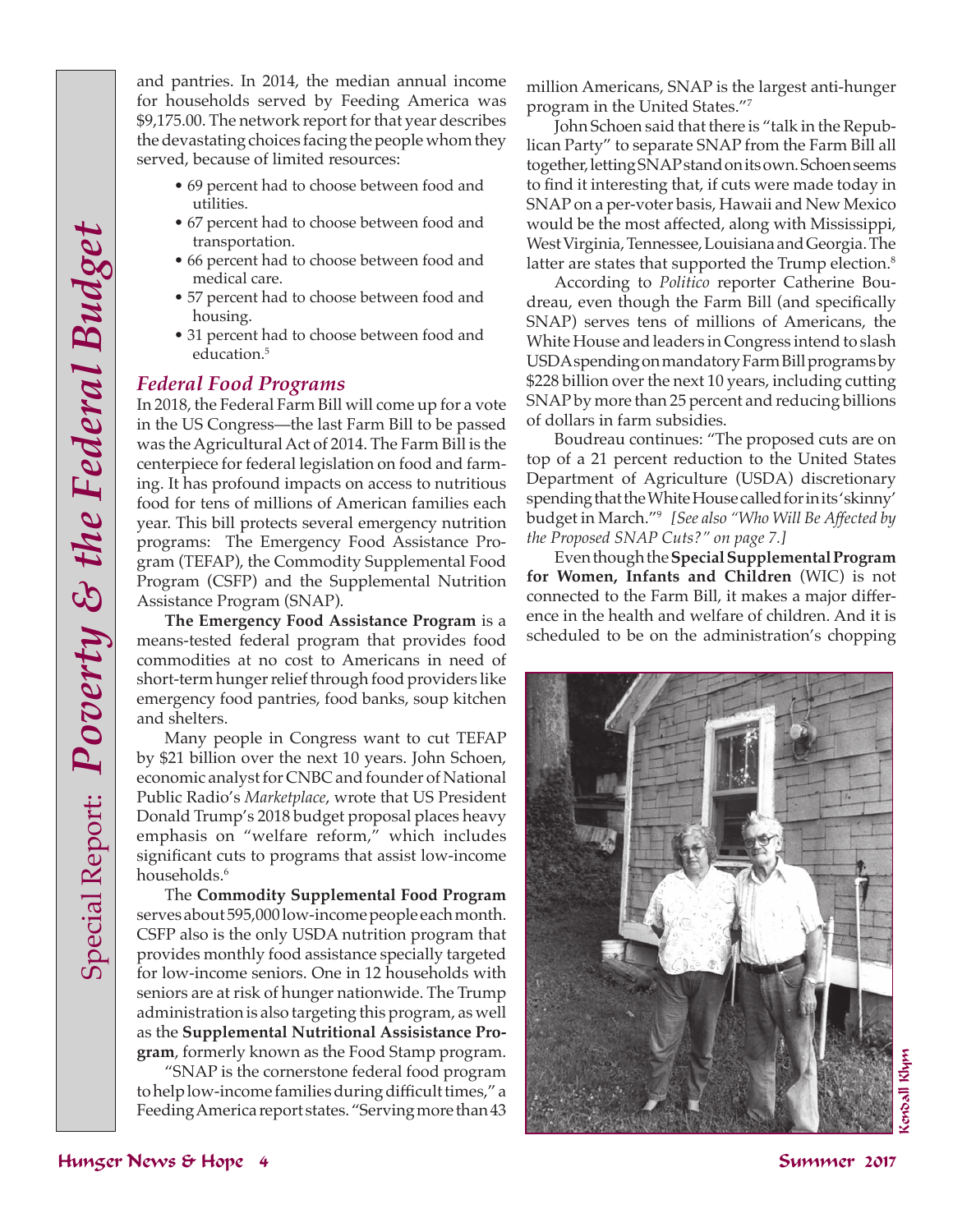and pantries. In 2014, the median annual income for households served by Feeding America was $9,175.00. The network report for that year describes the devastating choices facing the people whom they served, because of limited resources:

- 69 percent had to choose between food and utilities.
- 67 percent had to choose between food and transportation.
- 66 percent had to choose between food and medical care.
- 57 percent had to choose between food and housing.
- 31 percent had to choose between food and education.[5]

## *Federal Food Programs*

In 2018, the Federal Farm Bill will come up for a vote in the US Congress—the last Farm Bill to be passed was the Agricultural Act of 2014. The Farm Bill is the centerpiece for federal legislation on food and farming. It has profound impacts on access to nutritious food for tens of millions of American families each year. This bill protects several emergency nutrition programs: The Emergency Food Assistance Program (TEFAP), the Commodity Supplemental Food Program (CSFP) and the Supplemental Nutrition Assistance Program (SNAP).

**The Emergency Food Assistance Program** is a means-tested federal program that provides food commodities at no cost to Americans in need of short-term hunger relief through food providers like emergency food pantries, food banks, soup kitchen and shelters.

Many people in Congress want to cut TEFAP by $21 billion over the next 10 years. John Schoen, economic analyst for CNBC and founder of National Public Radio's *Marketplace*, wrote that US President Donald Trump's 2018 budget proposal places heavy emphasis on "welfare reform," which includes significant cuts to programs that assist low-income households.[6]

The **Commodity Supplemental Food Program** serves about 595,000 low-income people each month. CSFP also is the only USDA nutrition program that provides monthly food assistance specially targeted for low-income seniors. One in 12 households with seniors are at risk of hunger nationwide. The Trump administration is also targeting this program, as well as the **Supplemental Nutritional Assisistance Program**, formerly known as the Food Stamp program.

"SNAP is the cornerstone federal food program to help low-income families during difficult times," a Feeding America report states. "Serving more than 43 million Americans, SNAP is the largest anti-hunger program in the United States."[7]

John Schoen said that there is "talk in the Republican Party" to separate SNAP from the Farm Bill all together, letting SNAP stand on its own. Schoen seems to find it interesting that, if cuts were made today in SNAP on a per-voter basis, Hawaii and New Mexico would be the most affected, along with Mississippi, West Virginia, Tennessee, Louisiana and Georgia. The latter are states that supported the Trump election.[8]

According to *Politico* reporter Catherine Boudreau, even though the Farm Bill (and specifically SNAP) serves tens of millions of Americans, the White House and leaders in Congress intend to slash USDA spending on mandatory Farm Bill programs by $228 billion over the next 10 years, including cutting SNAP by more than 25 percent and reducing billions of dollars in farm subsidies.

Boudreau continues: "The proposed cuts are on top of a 21 percent reduction to the United States Department of Agriculture (USDA) discretionary spending that the White House called for in its 'skinny' budget in March."[9] *[See also "Who Will Be Affected by the Proposed SNAP Cuts?" on page 7.]*

Even though the **Special Supplemental Program for Women, Infants and Children** (WIC) is not connected to the Farm Bill, it makes a major difference in the health and welfare of children. And it is scheduled to be on the administration's chopping

Kendall Klym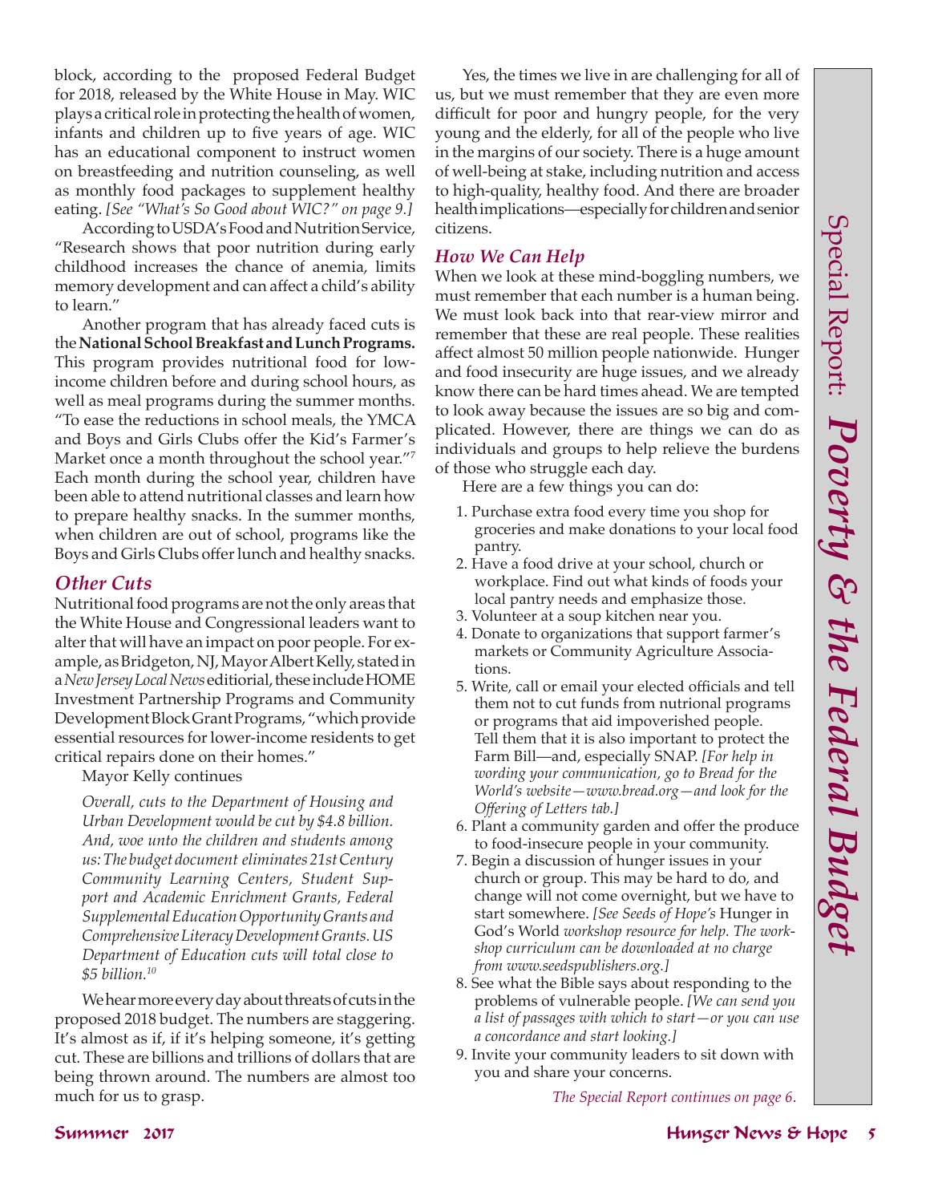block, according to the proposed Federal Budget for 2018, released by the White House in May. WIC plays a critical role in protecting the health of women, infants and children up to five years of age. WIC has an educational component to instruct women on breastfeeding and nutrition counseling, as well as monthly food packages to supplement healthy eating. *[See "What's So Good about WIC?" on page 9.]*

According to USDA's Food and Nutrition Service, "Research shows that poor nutrition during early childhood increases the chance of anemia, limits memory development and can affect a child's ability to learn."

Another program that has already faced cuts is the **National School Breakfast and Lunch Programs.** This program provides nutritional food for low-income children before and during school hours, as well as meal programs during the summer months. "To ease the reductions in school meals, the YMCA and Boys and Girls Clubs offer the Kid's Farmer's Market once a month throughout the school year."[7] Each month during the school year, children have been able to attend nutritional classes and learn how to prepare healthy snacks. In the summer months, when children are out of school, programs like the Boys and Girls Clubs offer lunch and healthy snacks.

## *Other Cuts*

Nutritional food programs are not the only areas that the White House and Congressional leaders want to alter that will have an impact on poor people. For example, as Bridgeton, NJ, Mayor Albert Kelly, stated in a *New Jersey Local News* editiorial, these include HOME Investment Partnership Programs and Community Development Block Grant Programs, "which provide essential resources for lower-income residents to get critical repairs done on their homes."

Mayor Kelly continues

> *Overall, cuts to the Department of Housing and Urban Development would be cut by $4.8 billion. And, woe unto the children and students among us: The budget document eliminates 21st Century Community Learning Centers, Student Support and Academic Enrichment Grants, Federal Supplemental Education Opportunity Grants and Comprehensive Literacy Development Grants. US Department of Education cuts will total close to $5 billion.*[10]

We hear more every day about threats of cuts in the proposed 2018 budget. The numbers are staggering. It's almost as if, if it's helping someone, it's getting cut. These are billions and trillions of dollars that are being thrown around. The numbers are almost too much for us to grasp.

Yes, the times we live in are challenging for all of us, but we must remember that they are even more difficult for poor and hungry people, for the very young and the elderly, for all of the people who live in the margins of our society. There is a huge amount of well-being at stake, including nutrition and access to high-quality, healthy food. And there are broader health implications—especially for children and senior citizens.

## *How We Can Help*

When we look at these mind-boggling numbers, we must remember that each number is a human being. We must look back into that rear-view mirror and remember that these are real people. These realities affect almost 50 million people nationwide. Hunger and food insecurity are huge issues, and we already know there can be hard times ahead. We are tempted to look away because the issues are so big and complicated. However, there are things we can do as individuals and groups to help relieve the burdens of those who struggle each day.

Here are a few things you can do:

1. Purchase extra food every time you shop for groceries and make donations to your local food pantry.
2. Have a food drive at your school, church or workplace. Find out what kinds of foods your local pantry needs and emphasize those.
3. Volunteer at a soup kitchen near you.
4. Donate to organizations that support farmer's markets or Community Agriculture Associations.
5. Write, call or email your elected officials and tell them not to cut funds from nutrional programs or programs that aid impoverished people. Tell them that it is also important to protect the Farm Bill—and, especially SNAP. *[For help in wording your communication, go to Bread for the World's website—www.bread.org—and look for the Offering of Letters tab.]*
6. Plant a community garden and offer the produce to food-insecure people in your community.
7. Begin a discussion of hunger issues in your church or group. This may be hard to do, and change will not come overnight, but we have to start somewhere. *[See Seeds of Hope's* Hunger in God's World *workshop resource for help. The workshop curriculum can be downloaded at no charge from www.seedspublishers.org.]*
8. See what the Bible says about responding to the problems of vulnerable people. *[We can send you a list of passages with which to start—or you can use a concordance and start looking.]*
9. Invite your community leaders to sit down with you and share your concerns.

*The Special Report continues on page 6.*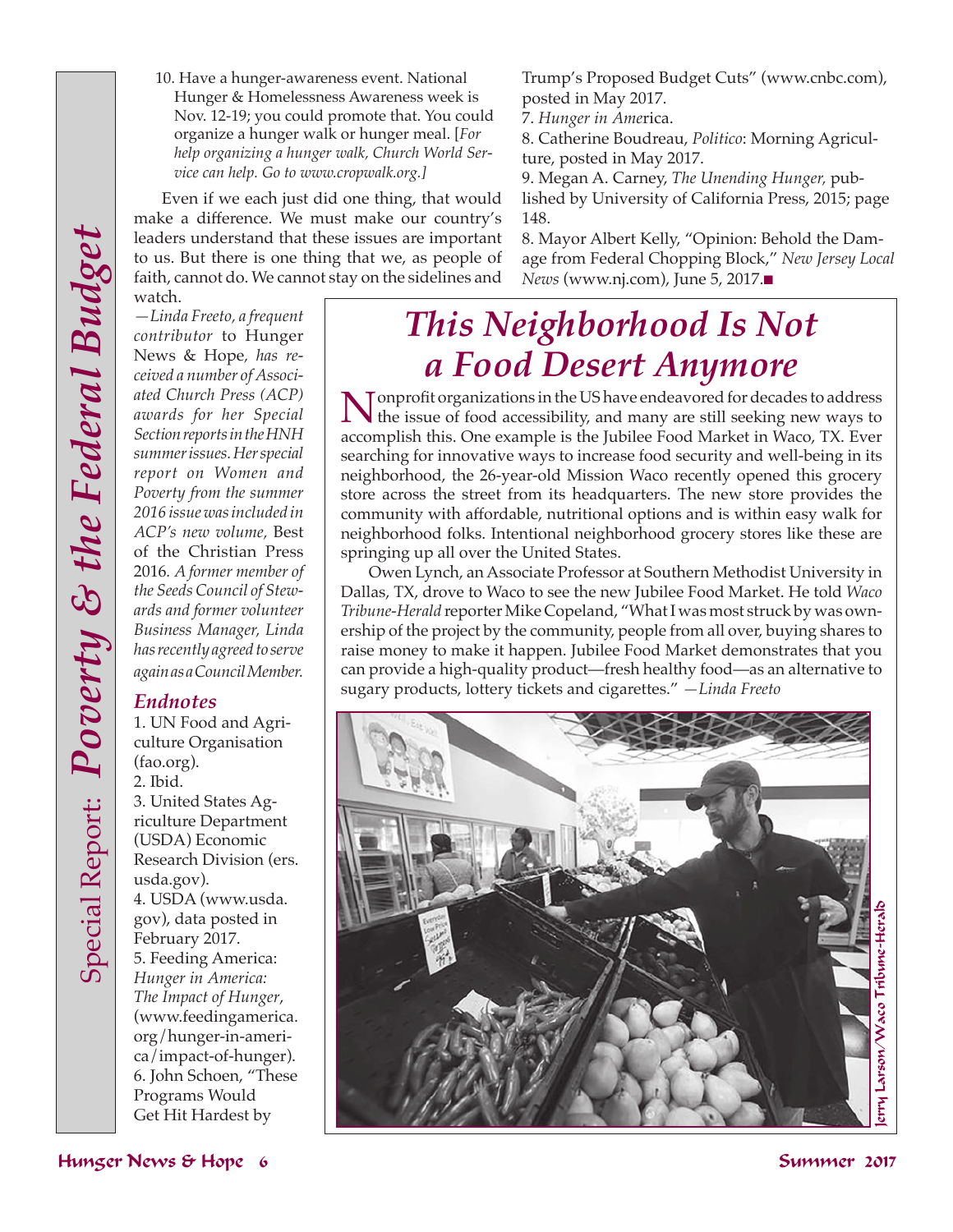10. Have a hunger-awareness event. National Hunger & Homelessness Awareness week is Nov. 12-19; you could promote that. You could organize a hunger walk or hunger meal. [*For help organizing a hunger walk, Church World Service can help. Go to www.cropwalk.org.]*

Even if we each just did one thing, that would make a difference. We must make our country's leaders understand that these issues are important to us. But there is one thing that we, as people of faith, cannot do. We cannot stay on the sidelines and watch.

*—Linda Freeto, a frequent contributor* to Hunger News & Hope, *has received a number of Associated Church Press (ACP) awards for her Special Section reports in the HNH summer issues. Her special report on Women and Poverty from the summer 2016 issue was included in ACP's new volume,* Best of the Christian Press 2016. *A former member of the Seeds Council of Stewards and former volunteer Business Manager, Linda has recently agreed to serve again as a Council Member.*

### *Endnotes*

1. UN Food and Agriculture Organisation (fao.org).
2. Ibid.
3. United States Agriculture Department (USDA) Economic Research Division (ers.usda.gov).
4. USDA (www.usda.gov), data posted in February 2017.
5. Feeding America: *Hunger in America: The Impact of Hunger*, (www.feedingamerica.org/hunger-in-america/impact-of-hunger).
6. John Schoen, "These Programs Would Get Hit Hardest by Trump's Proposed Budget Cuts" (www.cnbc.com), posted in May 2017.
7. *Hunger in Ame*rica.
8. Catherine Boudreau, *Politico*: Morning Agriculture, posted in May 2017.
9. Megan A. Carney, *The Unending Hunger,* published by University of California Press, 2015; page 148.
8. Mayor Albert Kelly, "Opinion: Behold the Damage from Federal Chopping Block," *New Jersey Local News* (www.nj.com), June 5, 2017.■

# *This Neighborhood Is Not a Food Desert Anymore*

Nonprofit organizations in the US have endeavored for decades to address the issue of food accessibility, and many are still seeking new ways to accomplish this. One example is the Jubilee Food Market in Waco, TX. Ever searching for innovative ways to increase food security and well-being in its neighborhood, the 26-year-old Mission Waco recently opened this grocery store across the street from its headquarters. The new store provides the community with affordable, nutritional options and is within easy walk for neighborhood folks. Intentional neighborhood grocery stores like these are springing up all over the United States.

Owen Lynch, an Associate Professor at Southern Methodist University in Dallas, TX, drove to Waco to see the new Jubilee Food Market. He told *Waco Tribune-Herald* reporter Mike Copeland, "What I was most struck by was ownership of the project by the community, people from all over, buying shares to raise money to make it happen. Jubilee Food Market demonstrates that you can provide a high-quality product—fresh healthy food—as an alternative to sugary products, lottery tickets and cigarettes." *—Linda Freeto*

Jerry Larson/Waco Tribune-Herald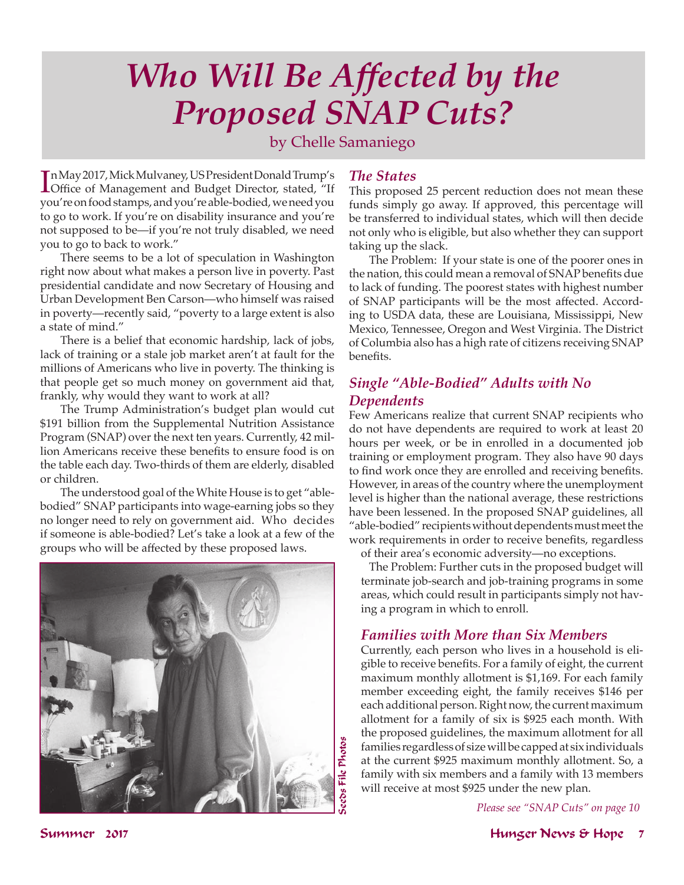# *Who Will Be Affected by the Proposed SNAP Cuts?*

by Chelle Samaniego

In May 2017, Mick Mulvaney, US President Donald Trump's Office of Management and Budget Director, stated, "If you're on food stamps, and you're able-bodied, we need you to go to work. If you're on disability insurance and you're not supposed to be—if you're not truly disabled, we need you to go to back to work."

There seems to be a lot of speculation in Washington right now about what makes a person live in poverty. Past presidential candidate and now Secretary of Housing and Urban Development Ben Carson—who himself was raised in poverty—recently said, "poverty to a large extent is also a state of mind."

There is a belief that economic hardship, lack of jobs, lack of training or a stale job market aren't at fault for the millions of Americans who live in poverty. The thinking is that people get so much money on government aid that, frankly, why would they want to work at all?

The Trump Administration's budget plan would cut \$191 billion from the Supplemental Nutrition Assistance Program (SNAP) over the next ten years. Currently, 42 million Americans receive these benefits to ensure food is on the table each day. Two-thirds of them are elderly, disabled or children.

The understood goal of the White House is to get "able-bodied" SNAP participants into wage-earning jobs so they no longer need to rely on government aid. Who decides if someone is able-bodied? Let's take a look at a few of the groups who will be affected by these proposed laws.

Seeds File Photos

## *The States*

This proposed 25 percent reduction does not mean these funds simply go away. If approved, this percentage will be transferred to individual states, which will then decide not only who is eligible, but also whether they can support taking up the slack.

The Problem: If your state is one of the poorer ones in the nation, this could mean a removal of SNAP benefits due to lack of funding. The poorest states with highest number of SNAP participants will be the most affected. According to USDA data, these are Louisiana, Mississippi, New Mexico, Tennessee, Oregon and West Virginia. The District of Columbia also has a high rate of citizens receiving SNAP benefits.

## *Single "Able-Bodied" Adults with No Dependents*

Few Americans realize that current SNAP recipients who do not have dependents are required to work at least 20 hours per week, or be in enrolled in a documented job training or employment program. They also have 90 days to find work once they are enrolled and receiving benefits. However, in areas of the country where the unemployment level is higher than the national average, these restrictions have been lessened. In the proposed SNAP guidelines, all "able-bodied" recipients without dependents must meet the work requirements in order to receive benefits, regardless of their area's economic adversity—no exceptions.

The Problem: Further cuts in the proposed budget will terminate job-search and job-training programs in some areas, which could result in participants simply not having a program in which to enroll.

## *Families with More than Six Members*

Currently, each person who lives in a household is eligible to receive benefits. For a family of eight, the current maximum monthly allotment is \$1,169. For each family member exceeding eight, the family receives \$146 per each additional person. Right now, the current maximum allotment for a family of six is \$925 each month. With the proposed guidelines, the maximum allotment for all families regardless of size will be capped at six individuals at the current \$925 maximum monthly allotment. So, a family with six members and a family with 13 members will receive at most \$925 under the new plan.

*Please see "SNAP Cuts" on page 10*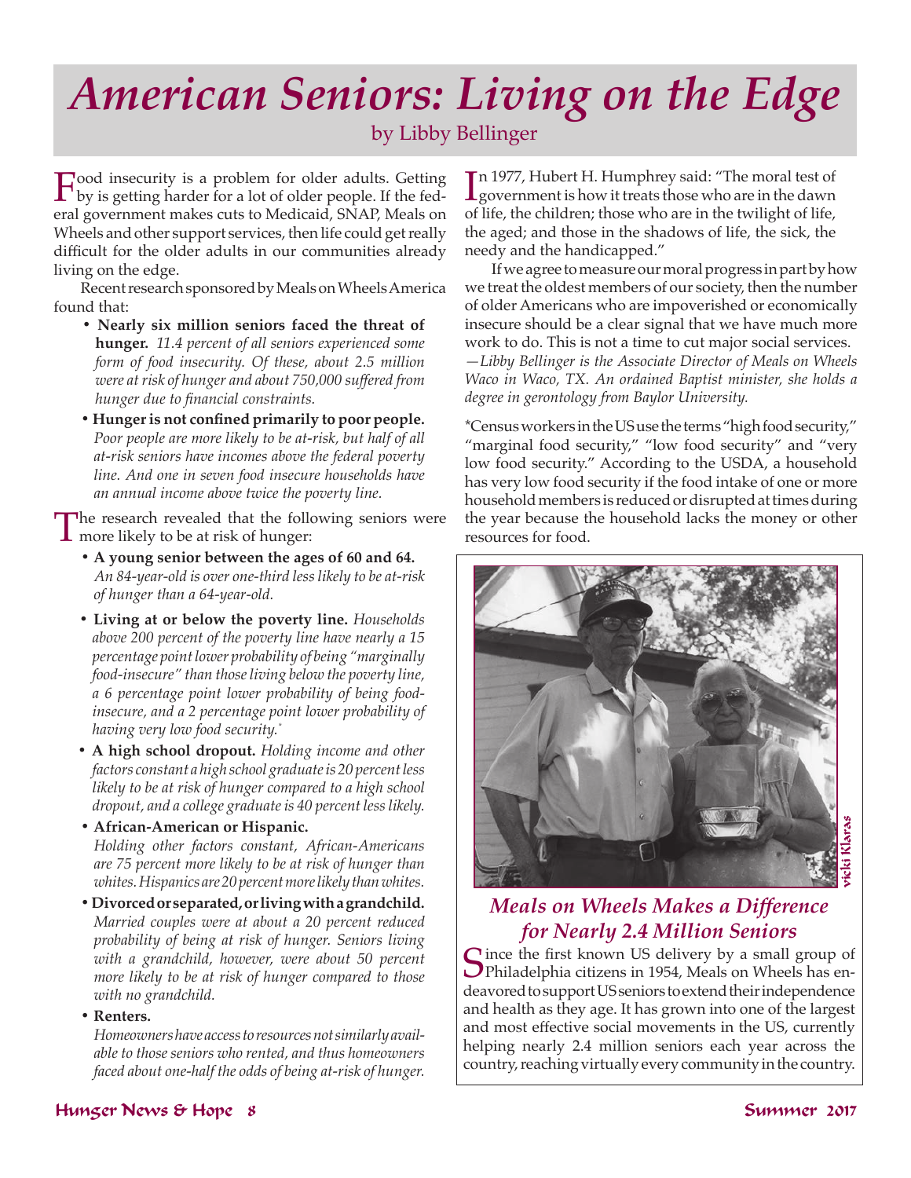# American Seniors: Living on the Edge

by Libby Bellinger

Food insecurity is a problem for older adults. Getting by is getting harder for a lot of older people. If the federal government makes cuts to Medicaid, SNAP, Meals on Wheels and other support services, then life could get really difficult for the older adults in our communities already living on the edge.

Recent research sponsored by Meals on Wheels America found that:

- **Nearly six million seniors faced the threat of hunger.** *11.4 percent of all seniors experienced some form of food insecurity. Of these, about 2.5 million were at risk of hunger and about 750,000 suffered from hunger due to financial constraints.*
- **Hunger is not confined primarily to poor people.** *Poor people are more likely to be at-risk, but half of all at-risk seniors have incomes above the federal poverty line. And one in seven food insecure households have an annual income above twice the poverty line.*

The research revealed that the following seniors were more likely to be at risk of hunger:

- **A young senior between the ages of 60 and 64.** *An 84-year-old is over one-third less likely to be at-risk of hunger than a 64-year-old.*
- **Living at or below the poverty line.** *Households above 200 percent of the poverty line have nearly a 15 percentage point lower probability of being "marginally food-insecure" than those living below the poverty line, a 6 percentage point lower probability of being food-insecure, and a 2 percentage point lower probability of having very low food security.**
- **A high school dropout.** *Holding income and other factors constant a high school graduate is 20 percent less likely to be at risk of hunger compared to a high school dropout, and a college graduate is 40 percent less likely.*
- **African-American or Hispanic.** *Holding other factors constant, African-Americans are 75 percent more likely to be at risk of hunger than whites. Hispanics are 20 percent more likely than whites.*
- **Divorced or separated, or living with a grandchild.** *Married couples were at about a 20 percent reduced probability of being at risk of hunger. Seniors living with a grandchild, however, were about 50 percent more likely to be at risk of hunger compared to those with no grandchild.*
- **Renters.** *Homeowners have access to resources not similarly available to those seniors who rented, and thus homeowners faced about one-half the odds of being at-risk of hunger.*

In 1977, Hubert H. Humphrey said: "The moral test of government is how it treats those who are in the dawn of life, the children; those who are in the twilight of life, the aged; and those in the shadows of life, the sick, the needy and the handicapped."

If we agree to measure our moral progress in part by how we treat the oldest members of our society, then the number of older Americans who are impoverished or economically insecure should be a clear signal that we have much more work to do. This is not a time to cut major social services.

*—Libby Bellinger is the Associate Director of Meals on Wheels Waco in Waco, TX. An ordained Baptist minister, she holds a degree in gerontology from Baylor University.*

*Census workers in the US use the terms "high food security," "marginal food security," "low food security" and "very low food security." According to the USDA, a household has very low food security if the food intake of one or more household members is reduced or disrupted at times during the year because the household lacks the money or other resources for food.

vicki Klaras

## Meals on Wheels Makes a Difference for Nearly 2.4 Million Seniors

Since the first known US delivery by a small group of Philadelphia citizens in 1954, Meals on Wheels has endeavored to support US seniors to extend their independence and health as they age. It has grown into one of the largest and most effective social movements in the US, currently helping nearly 2.4 million seniors each year across the country, reaching virtually every community in the country.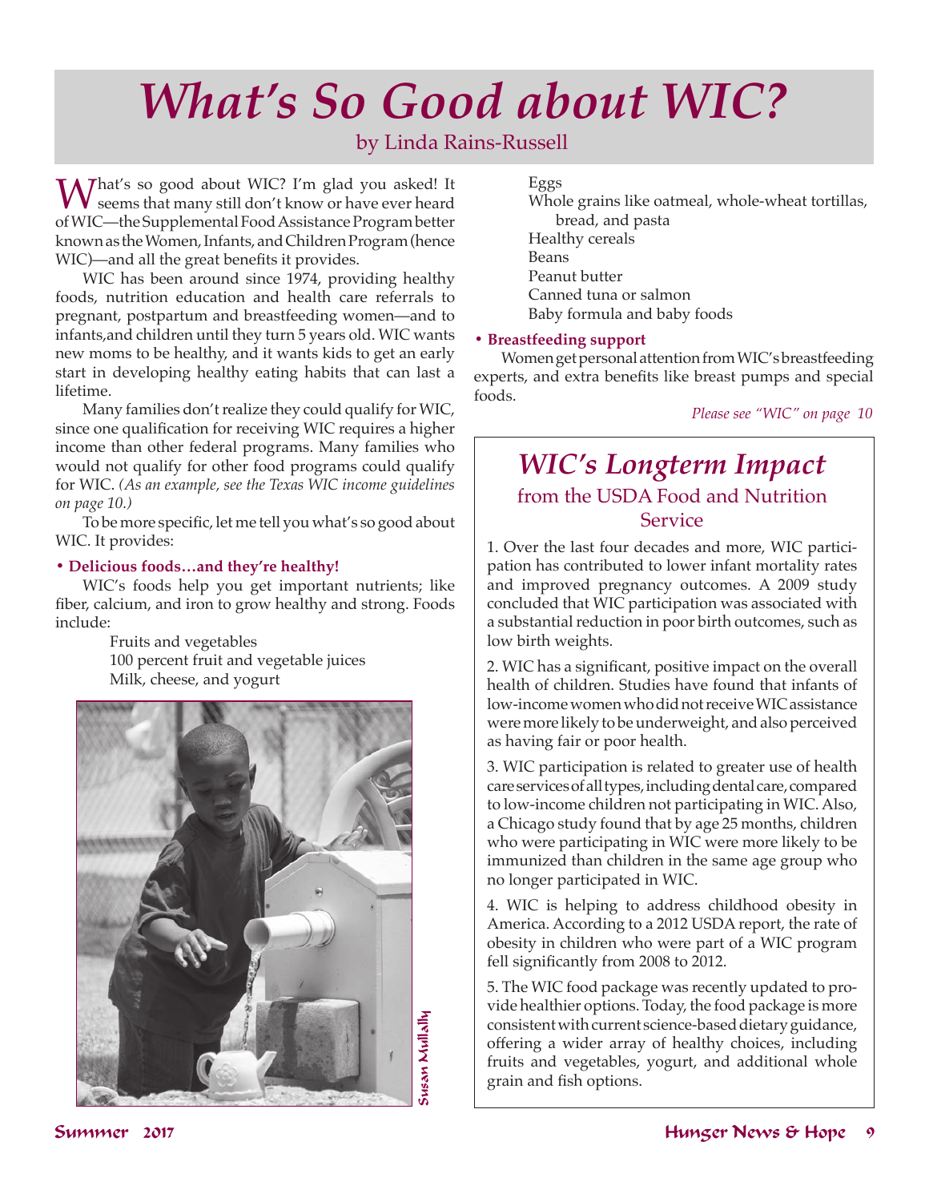# What's So Good about WIC?

by Linda Rains-Russell

What's so good about WIC? I'm glad you asked! It seems that many still don't know or have ever heard of WIC—the Supplemental Food Assistance Program better known as the Women, Infants, and Children Program (hence WIC)—and all the great benefits it provides.

WIC has been around since 1974, providing healthy foods, nutrition education and health care referrals to pregnant, postpartum and breastfeeding women—and to infants,and children until they turn 5 years old. WIC wants new moms to be healthy, and it wants kids to get an early start in developing healthy eating habits that can last a lifetime.

Many families don't realize they could qualify for WIC, since one qualification for receiving WIC requires a higher income than other federal programs. Many families who would not qualify for other food programs could qualify for WIC. *(As an example, see the Texas WIC income guidelines on page 10.)*

To be more specific, let me tell you what's so good about WIC. It provides:

**• Delicious foods…and they're healthy!**

WIC's foods help you get important nutrients; like fiber, calcium, and iron to grow healthy and strong. Foods include:

- Fruits and vegetables
- 100 percent fruit and vegetable juices
- Milk, cheese, and yogurt
- Eggs
- Whole grains like oatmeal, whole-wheat tortillas, bread, and pasta
- Healthy cereals
- Beans
- Peanut butter
- Canned tuna or salmon
- Baby formula and baby foods

Susan Mullally

**• Breastfeeding support**

Women get personal attention from WIC's breastfeeding experts, and extra benefits like breast pumps and special foods.

*Please see "WIC" on page 10*

## WIC's Longterm Impact

### from the USDA Food and Nutrition Service

1. Over the last four decades and more, WIC participation has contributed to lower infant mortality rates and improved pregnancy outcomes. A 2009 study concluded that WIC participation was associated with a substantial reduction in poor birth outcomes, such as low birth weights.

2. WIC has a significant, positive impact on the overall health of children. Studies have found that infants of low-income women who did not receive WIC assistance were more likely to be underweight, and also perceived as having fair or poor health.

3. WIC participation is related to greater use of health care services of all types, including dental care, compared to low-income children not participating in WIC. Also, a Chicago study found that by age 25 months, children who were participating in WIC were more likely to be immunized than children in the same age group who no longer participated in WIC.

4. WIC is helping to address childhood obesity in America. According to a 2012 USDA report, the rate of obesity in children who were part of a WIC program fell significantly from 2008 to 2012.

5. The WIC food package was recently updated to provide healthier options. Today, the food package is more consistent with current science-based dietary guidance, offering a wider array of healthy choices, including fruits and vegetables, yogurt, and additional whole grain and fish options.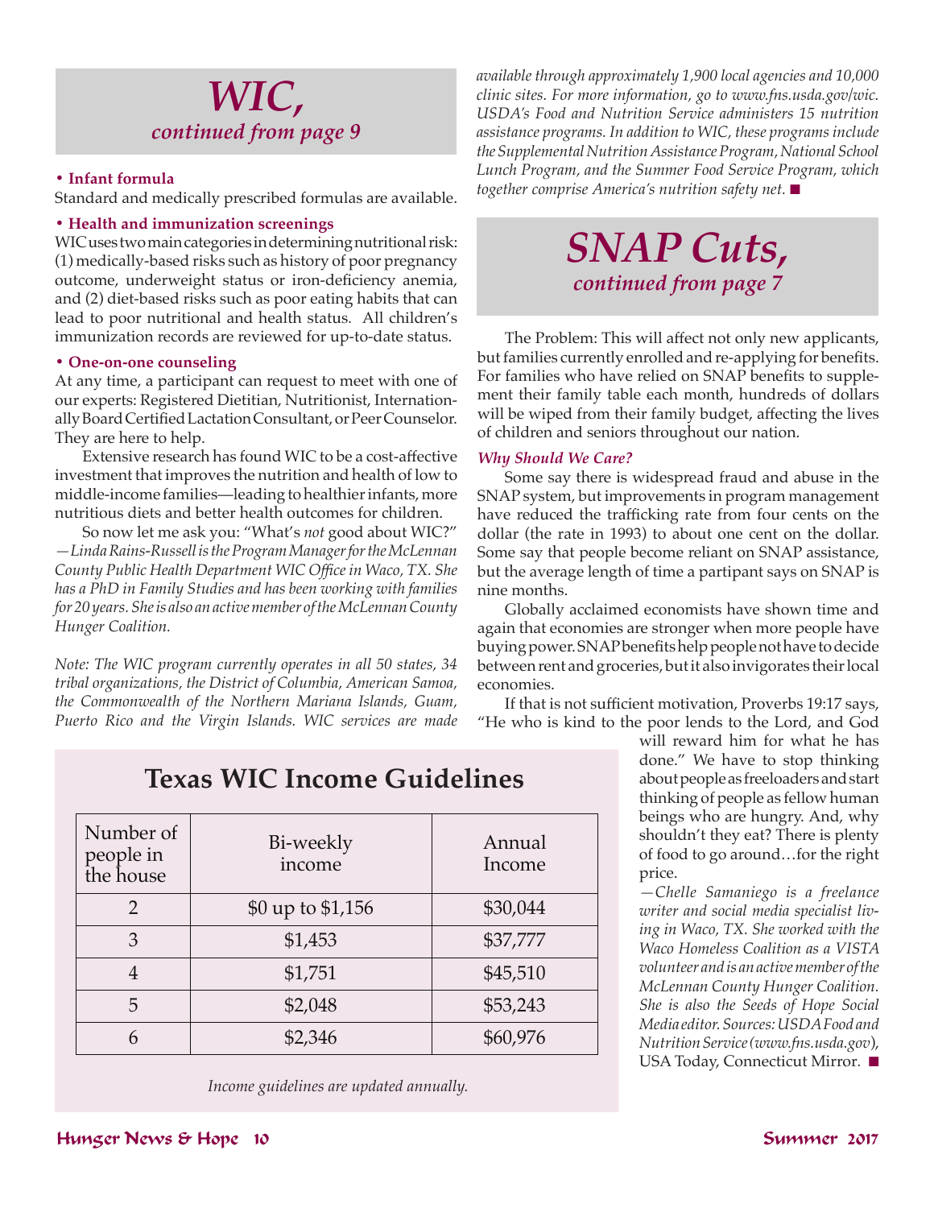# WIC,

## *continued from page 9*

**• Infant formula**

Standard and medically prescribed formulas are available.

**• Health and immunization screenings**

WIC uses two main categories in determining nutritional risk: (1) medically-based risks such as history of poor pregnancy outcome, underweight status or iron-deficiency anemia, and (2) diet-based risks such as poor eating habits that can lead to poor nutritional and health status. All children's immunization records are reviewed for up-to-date status.

**• One-on-one counseling**

At any time, a participant can request to meet with one of our experts: Registered Dietitian, Nutritionist, Internationally Board Certified Lactation Consultant, or Peer Counselor. They are here to help.

Extensive research has found WIC to be a cost-affective investment that improves the nutrition and health of low to middle-income families—leading to healthier infants, more nutritious diets and better health outcomes for children.

So now let me ask you: "What's *not* good about WIC?"

*—Linda Rains-Russell is the Program Manager for the McLennan County Public Health Department WIC Office in Waco, TX. She has a PhD in Family Studies and has been working with families for 20 years. She is also an active member of the McLennan County Hunger Coalition.*

*Note: The WIC program currently operates in all 50 states, 34 tribal organizations, the District of Columbia, American Samoa, the Commonwealth of the Northern Mariana Islands, Guam, Puerto Rico and the Virgin Islands. WIC services are made available through approximately 1,900 local agencies and 10,000 clinic sites. For more information, go to www.fns.usda.gov/wic. USDA's Food and Nutrition Service administers 15 nutrition assistance programs. In addition to WIC, these programs include the Supplemental Nutrition Assistance Program, National School Lunch Program, and the Summer Food Service Program, which together comprise America's nutrition safety net.* ■

## Texas WIC Income Guidelines

| Number of people in the house | Bi-weekly income | Annual Income |
|---|---|---|
| 2 | $0 up to $1,156 | $30,044 |
| 3 | $1,453 | $37,777 |
| 4 | $1,751 | $45,510 |
| 5 | $2,048 | $53,243 |
| 6 | $2,346 | $60,976 |

*Income guidelines are updated annually.*

# SNAP Cuts,

## *continued from page 7*

The Problem: This will affect not only new applicants, but families currently enrolled and re-applying for benefits. For families who have relied on SNAP benefits to supplement their family table each month, hundreds of dollars will be wiped from their family budget, affecting the lives of children and seniors throughout our nation.

***Why Should We Care?***

Some say there is widespread fraud and abuse in the SNAP system, but improvements in program management have reduced the trafficking rate from four cents on the dollar (the rate in 1993) to about one cent on the dollar. Some say that people become reliant on SNAP assistance, but the average length of time a partipant says on SNAP is nine months.

Globally acclaimed economists have shown time and again that economies are stronger when more people have buying power. SNAP benefits help people not have to decide between rent and groceries, but it also invigorates their local economies.

If that is not sufficient motivation, Proverbs 19:17 says, "He who is kind to the poor lends to the Lord, and God will reward him for what he has done." We have to stop thinking about people as freeloaders and start thinking of people as fellow human beings who are hungry. And, why shouldn't they eat? There is plenty of food to go around…for the right price.

*—Chelle Samaniego is a freelance writer and social media specialist living in Waco, TX. She worked with the Waco Homeless Coalition as a VISTA volunteer and is an active member of the McLennan County Hunger Coalition. She is also the Seeds of Hope Social Media editor. Sources: USDA Food and Nutrition Service (www.fns.usda.gov),* USA Today, Connecticut Mirror. ■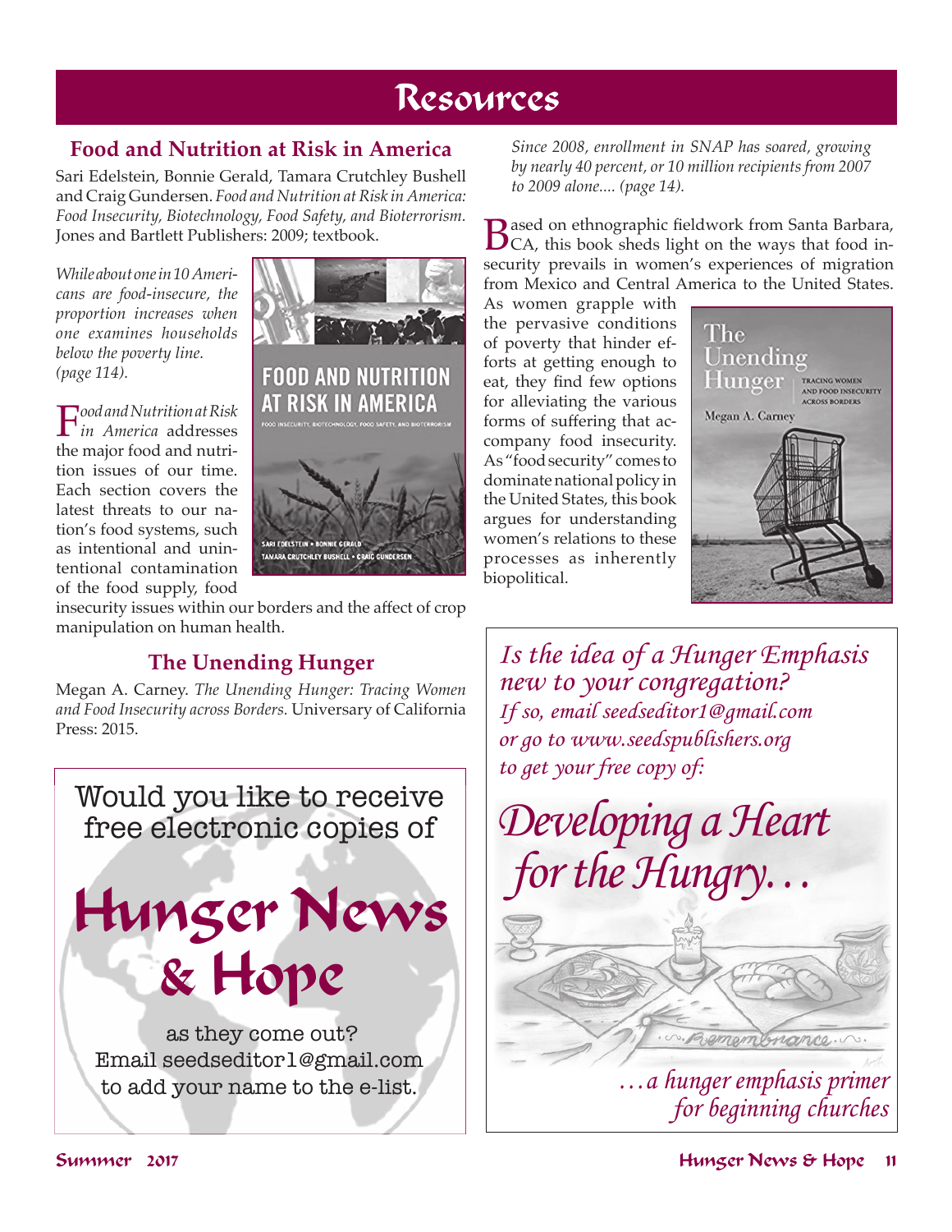# Resources

## Food and Nutrition at Risk in America

Sari Edelstein, Bonnie Gerald, Tamara Crutchley Bushell and Craig Gundersen. *Food and Nutrition at Risk in America: Food Insecurity, Biotechnology, Food Safety, and Bioterrorism.* Jones and Bartlett Publishers: 2009; textbook.

*While about one in 10 Americans are food-insecure, the proportion increases when one examines households below the poverty line. (page 114).*

*Food and Nutrition at Risk in America* addresses the major food and nutrition issues of our time. Each section covers the latest threats to our nation's food systems, such as intentional and unintentional contamination of the food supply, food insecurity issues within our borders and the affect of crop manipulation on human health.

## The Unending Hunger

Megan A. Carney. *The Unending Hunger: Tracing Women and Food Insecurity across Borders.* Universary of California Press: 2015.

*Since 2008, enrollment in SNAP has soared, growing by nearly 40 percent, or 10 million recipients from 2007 to 2009 alone.... (page 14).*

Based on ethnographic fieldwork from Santa Barbara, CA, this book sheds light on the ways that food insecurity prevails in women's experiences of migration from Mexico and Central America to the United States. As women grapple with the pervasive conditions of poverty that hinder efforts at getting enough to eat, they find few options for alleviating the various forms of suffering that accompany food insecurity. As "food security" comes to dominate national policy in the United States, this book argues for understanding women's relations to these processes as inherently biopolitical.

Would you like to receive free electronic copies of

**Hunger News & Hope**

as they come out?
Email seedseditor1@gmail.com to add your name to the e-list.

*Is the idea of a Hunger Emphasis new to your congregation?*
*If so, email seedseditor1@gmail.com or go to www.seedspublishers.org to get your free copy of:*

***Developing a Heart for the Hungry…***

*…a hunger emphasis primer for beginning churches*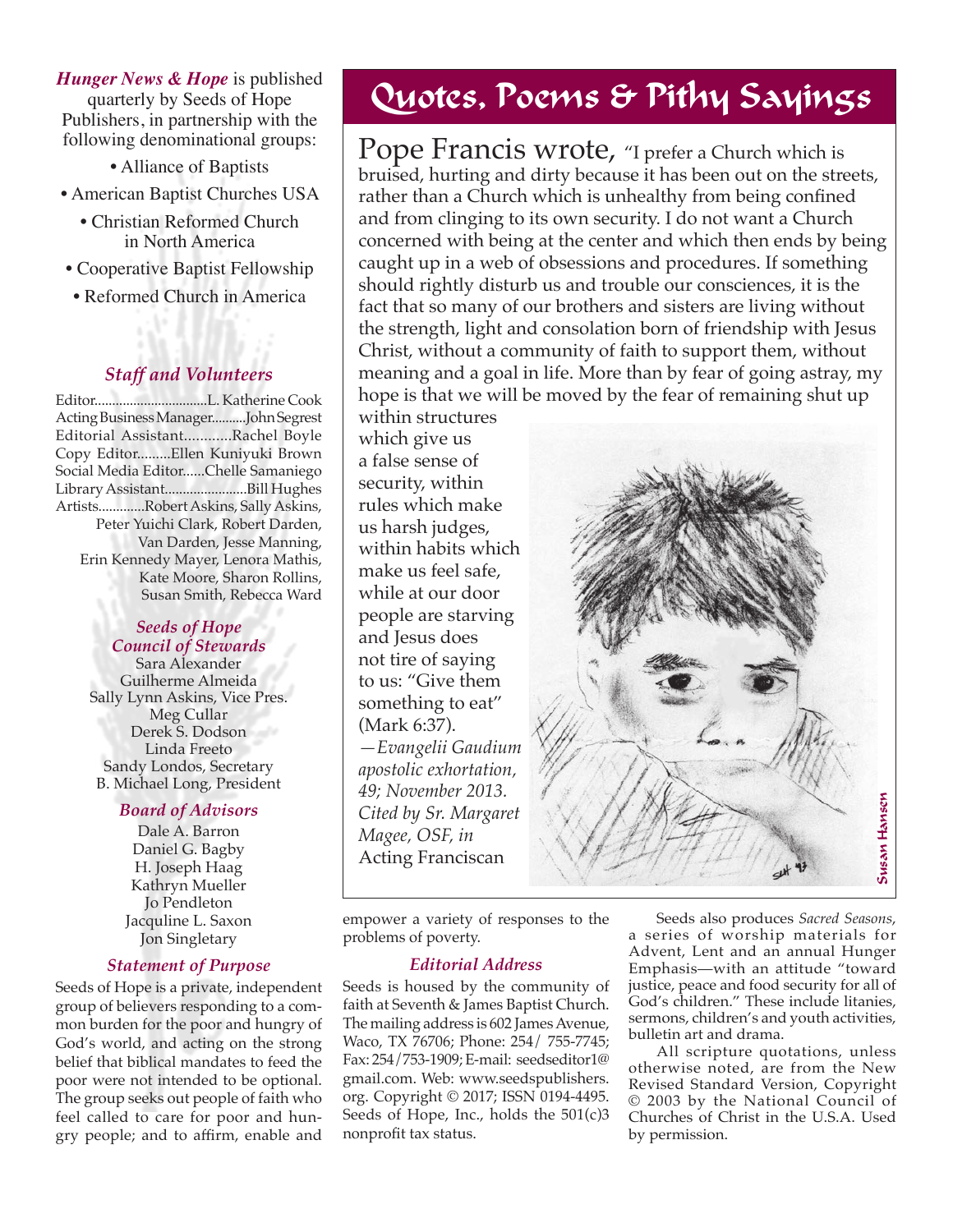***Hunger News & Hope*** is published quarterly by Seeds of Hope Publishers, in partnership with the following denominational groups:

- Alliance of Baptists
- American Baptist Churches USA
- Christian Reformed Church in North America
- Cooperative Baptist Fellowship
- Reformed Church in America

### *Staff and Volunteers*

Editor................................L. Katherine Cook
Acting Business Manager..........John Segrest
Editorial Assistant............Rachel Boyle
Copy Editor.........Ellen Kuniyuki Brown
Social Media Editor......Chelle Samaniego
Library Assistant.......................Bill Hughes
Artists.............Robert Askins, Sally Askins, Peter Yuichi Clark, Robert Darden, Van Darden, Jesse Manning, Erin Kennedy Mayer, Lenora Mathis, Kate Moore, Sharon Rollins, Susan Smith, Rebecca Ward

### *Seeds of Hope Council of Stewards*

Sara Alexander
Guilherme Almeida
Sally Lynn Askins, Vice Pres.
Meg Cullar
Derek S. Dodson
Linda Freeto
Sandy Londos, Secretary
B. Michael Long, President

### *Board of Advisors*

Dale A. Barron
Daniel G. Bagby
H. Joseph Haag
Kathryn Mueller
Jo Pendleton
Jacquline L. Saxon
Jon Singletary

### *Statement of Purpose*

Seeds of Hope is a private, independent group of believers responding to a common burden for the poor and hungry of God's world, and acting on the strong belief that biblical mandates to feed the poor were not intended to be optional. The group seeks out people of faith who feel called to care for poor and hungry people; and to affirm, enable and empower a variety of responses to the problems of poverty.

### *Editorial Address*

Seeds is housed by the community of faith at Seventh & James Baptist Church. The mailing address is 602 James Avenue, Waco, TX 76706; Phone: 254/ 755-7745; Fax: 254/753-1909; E-mail: seedseditor1@gmail.com. Web: www.seedspublishers.org. Copyright © 2017; ISSN 0194-4495. Seeds of Hope, Inc., holds the 501(c)3 nonprofit tax status.

Seeds also produces *Sacred Seasons*, a series of worship materials for Advent, Lent and an annual Hunger Emphasis—with an attitude "toward justice, peace and food security for all of God's children." These include litanies, sermons, children's and youth activities, bulletin art and drama.

All scripture quotations, unless otherwise noted, are from the New Revised Standard Version, Copyright © 2003 by the National Council of Churches of Christ in the U.S.A. Used by permission.

# Quotes, Poems & Pithy Sayings

Pope Francis wrote, "I prefer a Church which is bruised, hurting and dirty because it has been out on the streets, rather than a Church which is unhealthy from being confined and from clinging to its own security. I do not want a Church concerned with being at the center and which then ends by being caught up in a web of obsessions and procedures. If something should rightly disturb us and trouble our consciences, it is the fact that so many of our brothers and sisters are living without the strength, light and consolation born of friendship with Jesus Christ, without a community of faith to support them, without meaning and a goal in life. More than by fear of going astray, my hope is that we will be moved by the fear of remaining shut up within structures which give us a false sense of security, within rules which make us harsh judges, within habits which make us feel safe, while at our door people are starving and Jesus does not tire of saying to us: "Give them something to eat" (Mark 6:37).

—*Evangelii Gaudium apostolic exhortation, 49; November 2013. Cited by Sr. Margaret Magee, OSF, in* Acting Franciscan

Susan Hansen